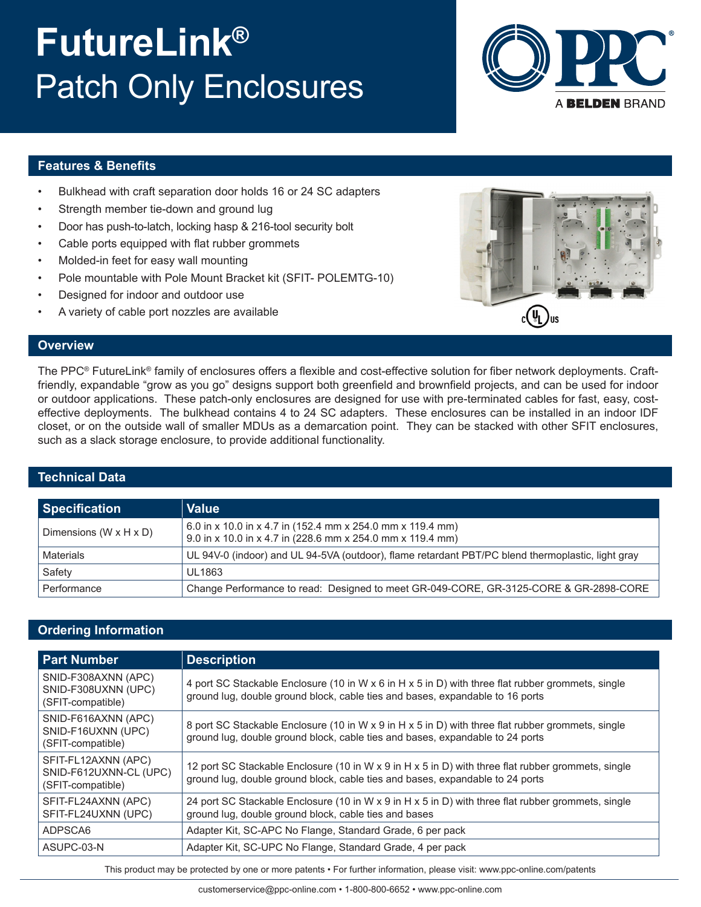# FutureLink®
## Patch Only Enclosures

PPC® A BELDEN BRAND

### Features & Benefits

- Bulkhead with craft separation door holds 16 or 24 SC adapters
- Strength member tie-down and ground lug
- Door has push-to-latch, locking hasp & 216-tool security bolt
- Cable ports equipped with flat rubber grommets
- Molded-in feet for easy wall mounting
- Pole mountable with Pole Mount Bracket kit (SFIT- POLEMTG-10)
- Designed for indoor and outdoor use
- A variety of cable port nozzles are available

c UL us

### Overview

The PPC® FutureLink® family of enclosures offers a flexible and cost-effective solution for fiber network deployments. Craft-friendly, expandable “grow as you go” designs support both greenfield and brownfield projects, and can be used for indoor or outdoor applications. These patch-only enclosures are designed for use with pre-terminated cables for fast, easy, cost-effective deployments. The bulkhead contains 4 to 24 SC adapters. These enclosures can be installed in an indoor IDF closet, or on the outside wall of smaller MDUs as a demarcation point. They can be stacked with other SFIT enclosures, such as a slack storage enclosure, to provide additional functionality.

### Technical Data

| Specification | Value |
|---|---|
| Dimensions (W x H x D) | 6.0 in x 10.0 in x 4.7 in (152.4 mm x 254.0 mm x 119.4 mm)<br>9.0 in x 10.0 in x 4.7 in (228.6 mm x 254.0 mm x 119.4 mm) |
| Materials | UL 94V-0 (indoor) and UL 94-5VA (outdoor), flame retardant PBT/PC blend thermoplastic, light gray |
| Safety | UL1863 |
| Performance | Change Performance to read: Designed to meet GR-049-CORE, GR-3125-CORE & GR-2898-CORE |

### Ordering Information

| Part Number | Description |
|---|---|
| SNID-F308AXNN (APC)<br>SNID-F308UXNN (UPC)<br>(SFIT-compatible) | 4 port SC Stackable Enclosure (10 in W x 6 in H x 5 in D) with three flat rubber grommets, single ground lug, double ground block, cable ties and bases, expandable to 16 ports |
| SNID-F616AXNN (APC)<br>SNID-F16UXNN (UPC)<br>(SFIT-compatible) | 8 port SC Stackable Enclosure (10 in W x 9 in H x 5 in D) with three flat rubber grommets, single ground lug, double ground block, cable ties and bases, expandable to 24 ports |
| SFIT-FL12AXNN (APC)<br>SNID-F612UXNN-CL (UPC)<br>(SFIT-compatible) | 12 port SC Stackable Enclosure (10 in W x 9 in H x 5 in D) with three flat rubber grommets, single ground lug, double ground block, cable ties and bases, expandable to 24 ports |
| SFIT-FL24AXNN (APC)<br>SFIT-FL24UXNN (UPC) | 24 port SC Stackable Enclosure (10 in W x 9 in H x 5 in D) with three flat rubber grommets, single ground lug, double ground block, cable ties and bases |
| ADPSCA6 | Adapter Kit, SC-APC No Flange, Standard Grade, 6 per pack |
| ASUPC-03-N | Adapter Kit, SC-UPC No Flange, Standard Grade, 4 per pack |

This product may be protected by one or more patents • For further information, please visit: www.ppc-online.com/patents

customerservice@ppc-online.com • 1-800-800-6652 • www.ppc-online.com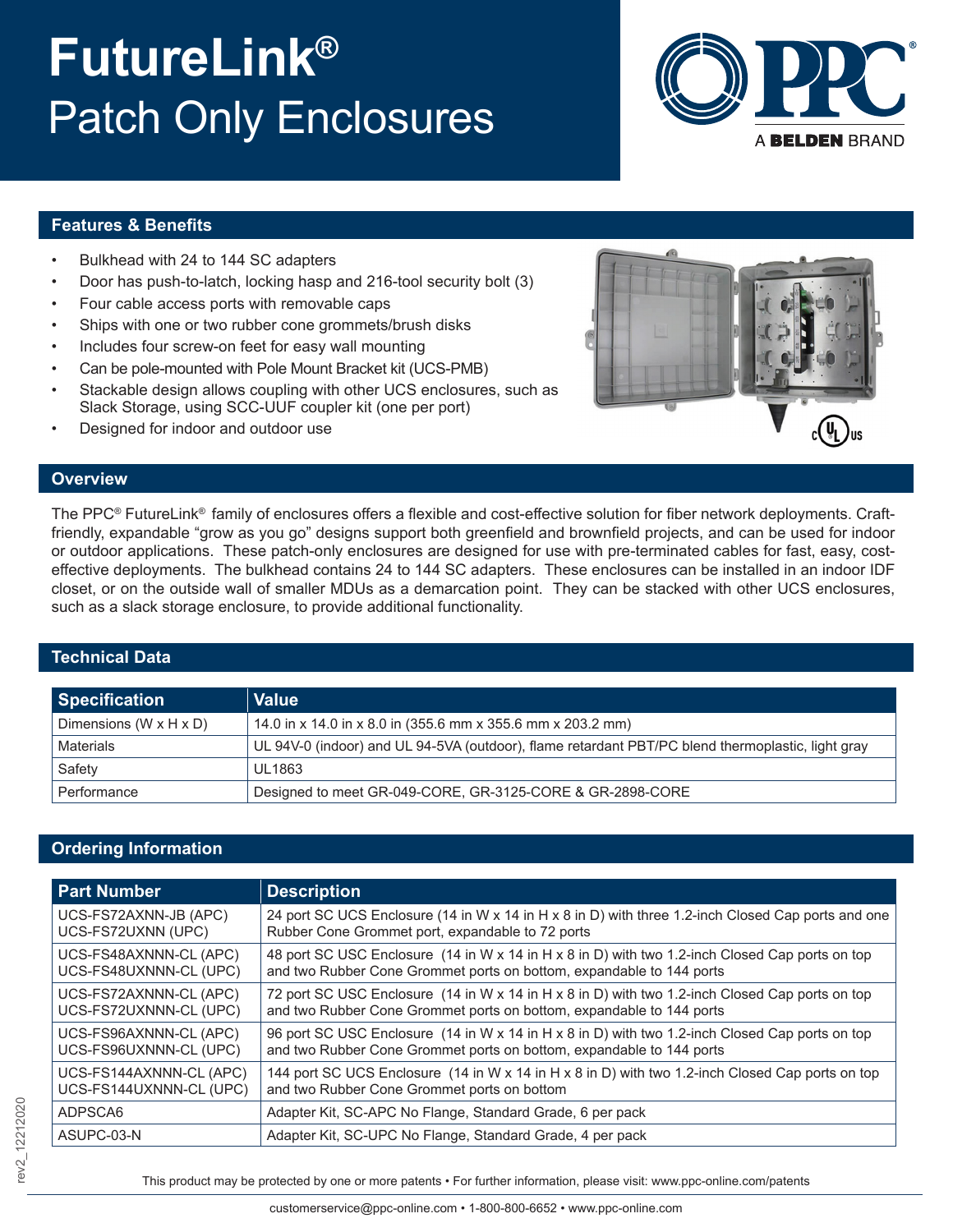# FutureLink®
## Patch Only Enclosures

### Features & Benefits

- Bulkhead with 24 to 144 SC adapters
- Door has push-to-latch, locking hasp and 216-tool security bolt (3)
- Four cable access ports with removable caps
- Ships with one or two rubber cone grommets/brush disks
- Includes four screw-on feet for easy wall mounting
- Can be pole-mounted with Pole Mount Bracket kit (UCS-PMB)
- Stackable design allows coupling with other UCS enclosures, such as Slack Storage, using SCC-UUF coupler kit (one per port)
- Designed for indoor and outdoor use

### Overview

The PPC® FutureLink® family of enclosures offers a flexible and cost-effective solution for fiber network deployments. Craft-friendly, expandable "grow as you go" designs support both greenfield and brownfield projects, and can be used for indoor or outdoor applications. These patch-only enclosures are designed for use with pre-terminated cables for fast, easy, cost-effective deployments. The bulkhead contains 24 to 144 SC adapters. These enclosures can be installed in an indoor IDF closet, or on the outside wall of smaller MDUs as a demarcation point. They can be stacked with other UCS enclosures, such as a slack storage enclosure, to provide additional functionality.

### Technical Data

| Specification | Value |
|---|---|
| Dimensions (W x H x D) | 14.0 in x 14.0 in x 8.0 in (355.6 mm x 355.6 mm x 203.2 mm) |
| Materials | UL 94V-0 (indoor) and UL 94-5VA (outdoor), flame retardant PBT/PC blend thermoplastic, light gray |
| Safety | UL1863 |
| Performance | Designed to meet GR-049-CORE, GR-3125-CORE & GR-2898-CORE |

### Ordering Information

| Part Number | Description |
|---|---|
| UCS-FS72AXNN-JB (APC)<br>UCS-FS72UXNN (UPC) | 24 port SC UCS Enclosure (14 in W x 14 in H x 8 in D) with three 1.2-inch Closed Cap ports and one Rubber Cone Grommet port, expandable to 72 ports |
| UCS-FS48AXNNN-CL (APC)<br>UCS-FS48UXNNN-CL (UPC) | 48 port SC USC Enclosure (14 in W x 14 in H x 8 in D) with two 1.2-inch Closed Cap ports on top and two Rubber Cone Grommet ports on bottom, expandable to 144 ports |
| UCS-FS72AXNNN-CL (APC)<br>UCS-FS72UXNNN-CL (UPC) | 72 port SC USC Enclosure (14 in W x 14 in H x 8 in D) with two 1.2-inch Closed Cap ports on top and two Rubber Cone Grommet ports on bottom, expandable to 144 ports |
| UCS-FS96AXNNN-CL (APC)<br>UCS-FS96UXNNN-CL (UPC) | 96 port SC USC Enclosure (14 in W x 14 in H x 8 in D) with two 1.2-inch Closed Cap ports on top and two Rubber Cone Grommet ports on bottom, expandable to 144 ports |
| UCS-FS144AXNNN-CL (APC)<br>UCS-FS144UXNNN-CL (UPC) | 144 port SC UCS Enclosure (14 in W x 14 in H x 8 in D) with two 1.2-inch Closed Cap ports on top and two Rubber Cone Grommet ports on bottom |
| ADPSCA6 | Adapter Kit, SC-APC No Flange, Standard Grade, 6 per pack |
| ASUPC-03-N | Adapter Kit, SC-UPC No Flange, Standard Grade, 4 per pack |

rev2_12212020

This product may be protected by one or more patents • For further information, please visit: www.ppc-online.com/patents

customerservice@ppc-online.com • 1-800-800-6652 • www.ppc-online.com